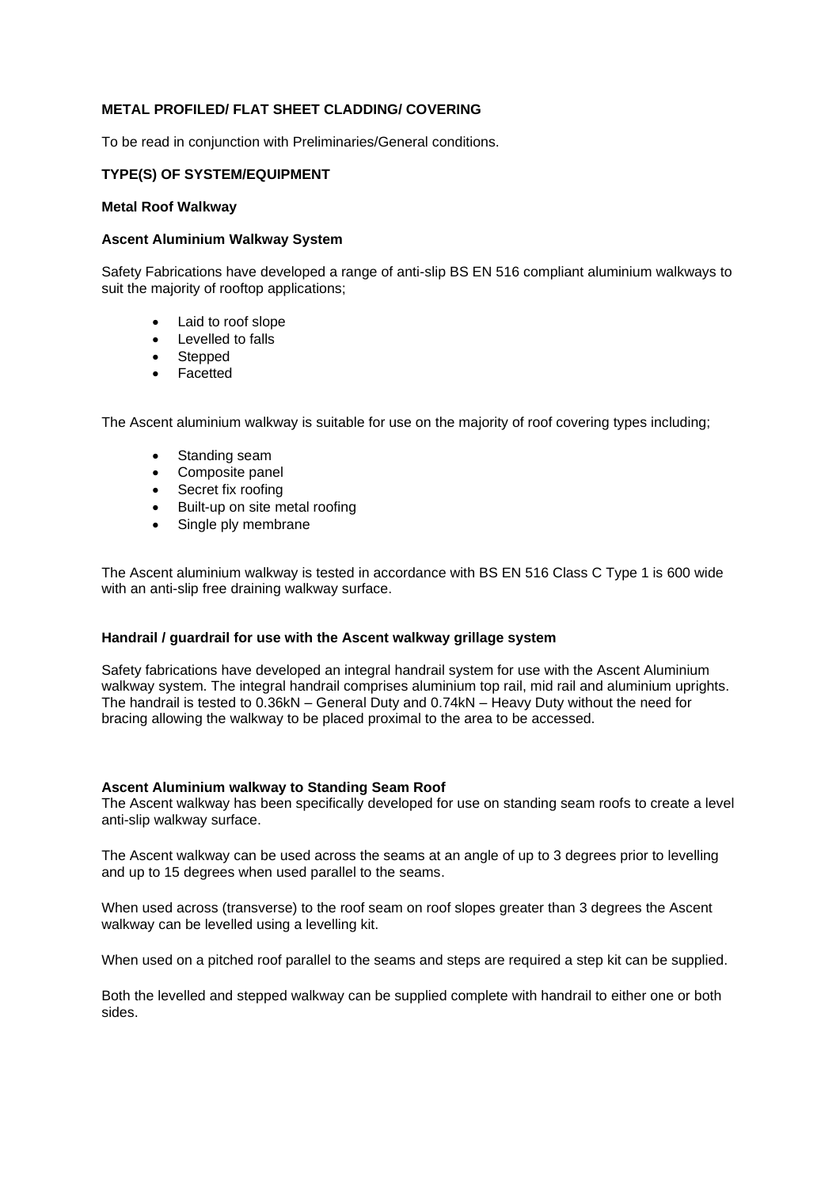**METAL PROFILED/ FLAT SHEET CLADDING/ COVERING**

To be read in conjunction with Preliminaries/General conditions.

**TYPE(S) OF SYSTEM/EQUIPMENT**

**Metal Roof Walkway**

**Ascent Aluminium Walkway System**

Safety Fabrications have developed a range of anti-slip BS EN 516 compliant aluminium walkways to suit the majority of rooftop applications;

- Laid to roof slope
- Levelled to falls
- Stepped
- Facetted

The Ascent aluminium walkway is suitable for use on the majority of roof covering types including;

- Standing seam
- Composite panel
- Secret fix roofing
- Built-up on site metal roofing
- Single ply membrane

The Ascent aluminium walkway is tested in accordance with BS EN 516 Class C Type 1 is 600 wide with an anti-slip free draining walkway surface.

**Handrail / guardrail for use with the Ascent walkway grillage system**

Safety fabrications have developed an integral handrail system for use with the Ascent Aluminium walkway system. The integral handrail comprises aluminium top rail, mid rail and aluminium uprights. The handrail is tested to 0.36kN – General Duty and 0.74kN – Heavy Duty without the need for bracing allowing the walkway to be placed proximal to the area to be accessed.

**Ascent Aluminium walkway to Standing Seam Roof**

The Ascent walkway has been specifically developed for use on standing seam roofs to create a level anti-slip walkway surface.

The Ascent walkway can be used across the seams at an angle of up to 3 degrees prior to levelling and up to 15 degrees when used parallel to the seams.

When used across (transverse) to the roof seam on roof slopes greater than 3 degrees the Ascent walkway can be levelled using a levelling kit.

When used on a pitched roof parallel to the seams and steps are required a step kit can be supplied.

Both the levelled and stepped walkway can be supplied complete with handrail to either one or both sides.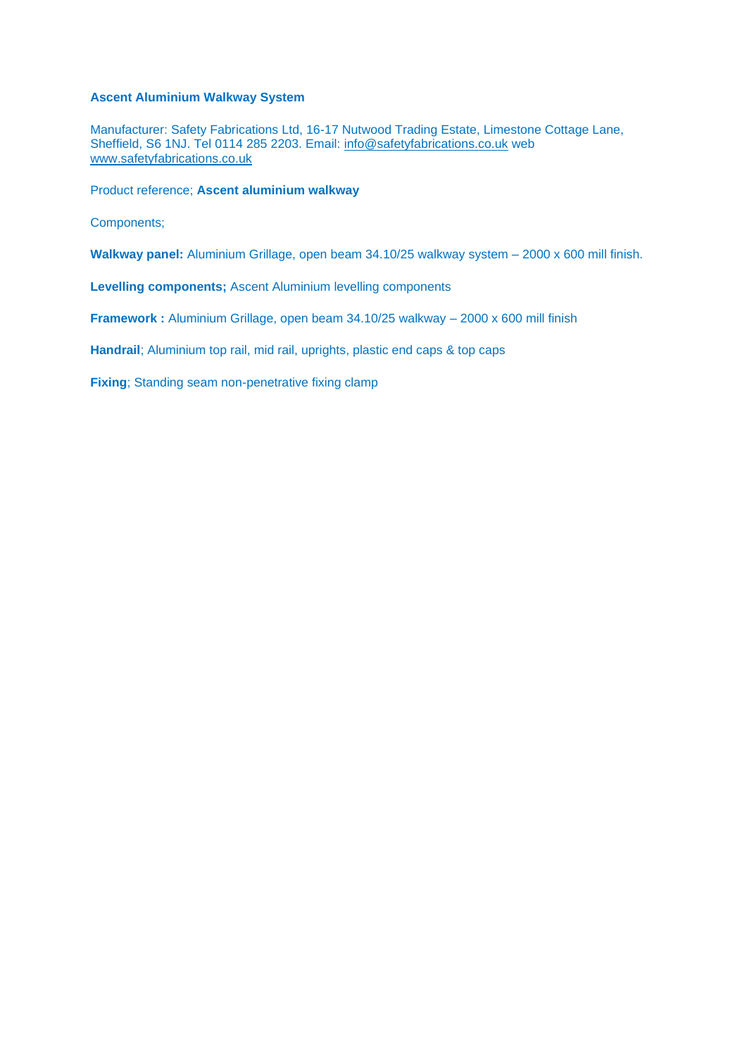**Ascent Aluminium Walkway System**

Manufacturer: Safety Fabrications Ltd, 16-17 Nutwood Trading Estate, Limestone Cottage Lane, Sheffield, S6 1NJ. Tel 0114 285 2203. Email: info@safetyfabrications.co.uk web www.safetyfabrications.co.uk

Product reference; **Ascent aluminium walkway**

Components;

**Walkway panel:** Aluminium Grillage, open beam 34.10/25 walkway system – 2000 x 600 mill finish.

**Levelling components;** Ascent Aluminium levelling components

**Framework :** Aluminium Grillage, open beam 34.10/25 walkway – 2000 x 600 mill finish

**Handrail**; Aluminium top rail, mid rail, uprights, plastic end caps & top caps

**Fixing**; Standing seam non-penetrative fixing clamp